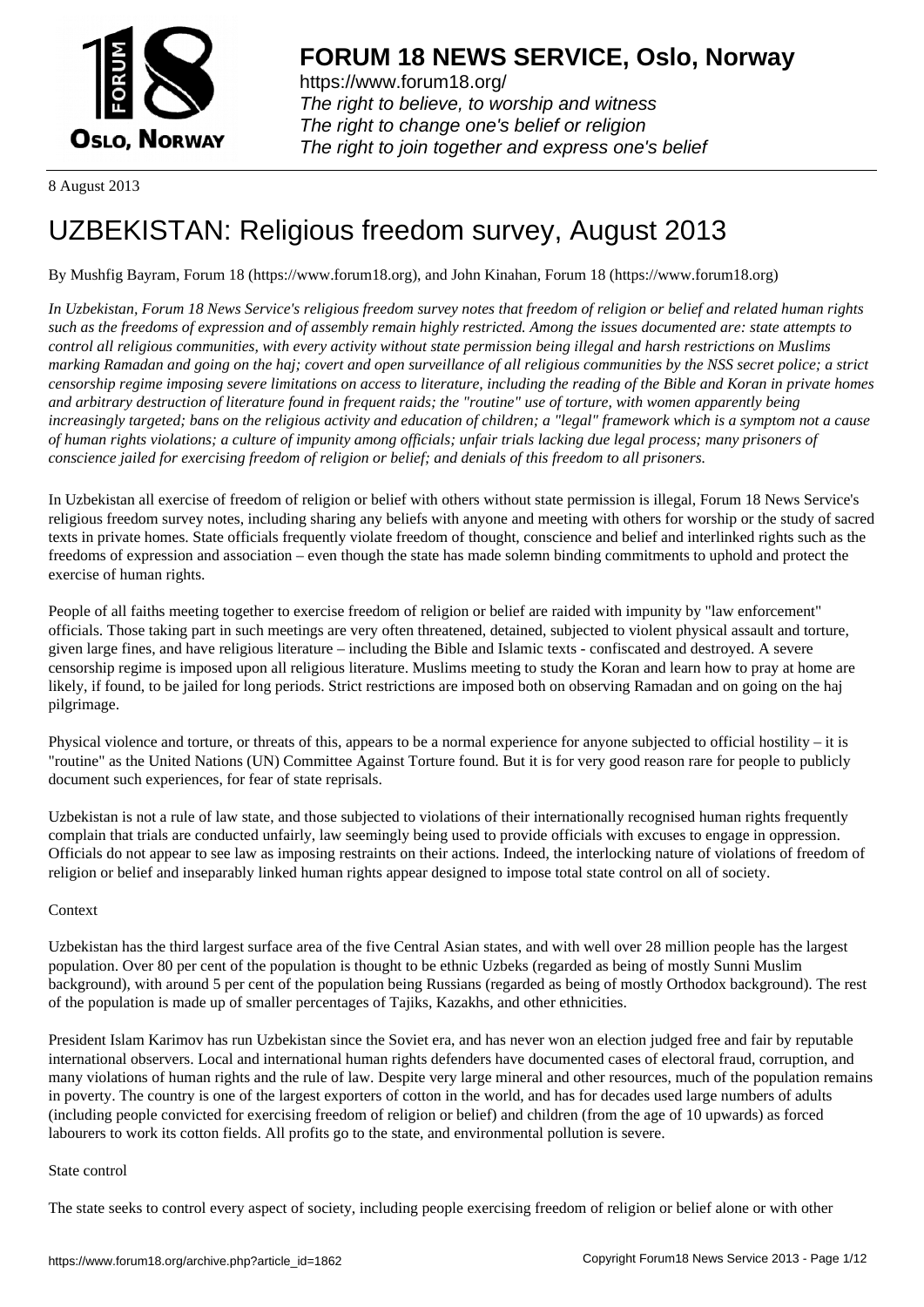# FORUM 18 NEWS SERVICE, Oslo, Norway

https://www.forum18.org/
*The right to believe, to worship and witness*
*The right to change one's belief or religion*
*The right to join together and express one's belief*

8 August 2013

# UZBEKISTAN: Religious freedom survey, August 2013

By Mushfig Bayram, Forum 18 (https://www.forum18.org), and John Kinahan, Forum 18 (https://www.forum18.org)

*In Uzbekistan, Forum 18 News Service's religious freedom survey notes that freedom of religion or belief and related human rights such as the freedoms of expression and of assembly remain highly restricted. Among the issues documented are: state attempts to control all religious communities, with every activity without state permission being illegal and harsh restrictions on Muslims marking Ramadan and going on the haj; covert and open surveillance of all religious communities by the NSS secret police; a strict censorship regime imposing severe limitations on access to literature, including the reading of the Bible and Koran in private homes and arbitrary destruction of literature found in frequent raids; the "routine" use of torture, with women apparently being increasingly targeted; bans on the religious activity and education of children; a "legal" framework which is a symptom not a cause of human rights violations; a culture of impunity among officials; unfair trials lacking due legal process; many prisoners of conscience jailed for exercising freedom of religion or belief; and denials of this freedom to all prisoners.*

In Uzbekistan all exercise of freedom of religion or belief with others without state permission is illegal, Forum 18 News Service's religious freedom survey notes, including sharing any beliefs with anyone and meeting with others for worship or the study of sacred texts in private homes. State officials frequently violate freedom of thought, conscience and belief and interlinked rights such as the freedoms of expression and association – even though the state has made solemn binding commitments to uphold and protect the exercise of human rights.

People of all faiths meeting together to exercise freedom of religion or belief are raided with impunity by "law enforcement" officials. Those taking part in such meetings are very often threatened, detained, subjected to violent physical assault and torture, given large fines, and have religious literature – including the Bible and Islamic texts - confiscated and destroyed. A severe censorship regime is imposed upon all religious literature. Muslims meeting to study the Koran and learn how to pray at home are likely, if found, to be jailed for long periods. Strict restrictions are imposed both on observing Ramadan and on going on the haj pilgrimage.

Physical violence and torture, or threats of this, appears to be a normal experience for anyone subjected to official hostility – it is "routine" as the United Nations (UN) Committee Against Torture found. But it is for very good reason rare for people to publicly document such experiences, for fear of state reprisals.

Uzbekistan is not a rule of law state, and those subjected to violations of their internationally recognised human rights frequently complain that trials are conducted unfairly, law seemingly being used to provide officials with excuses to engage in oppression. Officials do not appear to see law as imposing restraints on their actions. Indeed, the interlocking nature of violations of freedom of religion or belief and inseparably linked human rights appear designed to impose total state control on all of society.

Context

Uzbekistan has the third largest surface area of the five Central Asian states, and with well over 28 million people has the largest population. Over 80 per cent of the population is thought to be ethnic Uzbeks (regarded as being of mostly Sunni Muslim background), with around 5 per cent of the population being Russians (regarded as being of mostly Orthodox background). The rest of the population is made up of smaller percentages of Tajiks, Kazakhs, and other ethnicities.

President Islam Karimov has run Uzbekistan since the Soviet era, and has never won an election judged free and fair by reputable international observers. Local and international human rights defenders have documented cases of electoral fraud, corruption, and many violations of human rights and the rule of law. Despite very large mineral and other resources, much of the population remains in poverty. The country is one of the largest exporters of cotton in the world, and has for decades used large numbers of adults (including people convicted for exercising freedom of religion or belief) and children (from the age of 10 upwards) as forced labourers to work its cotton fields. All profits go to the state, and environmental pollution is severe.

State control

The state seeks to control every aspect of society, including people exercising freedom of religion or belief alone or with other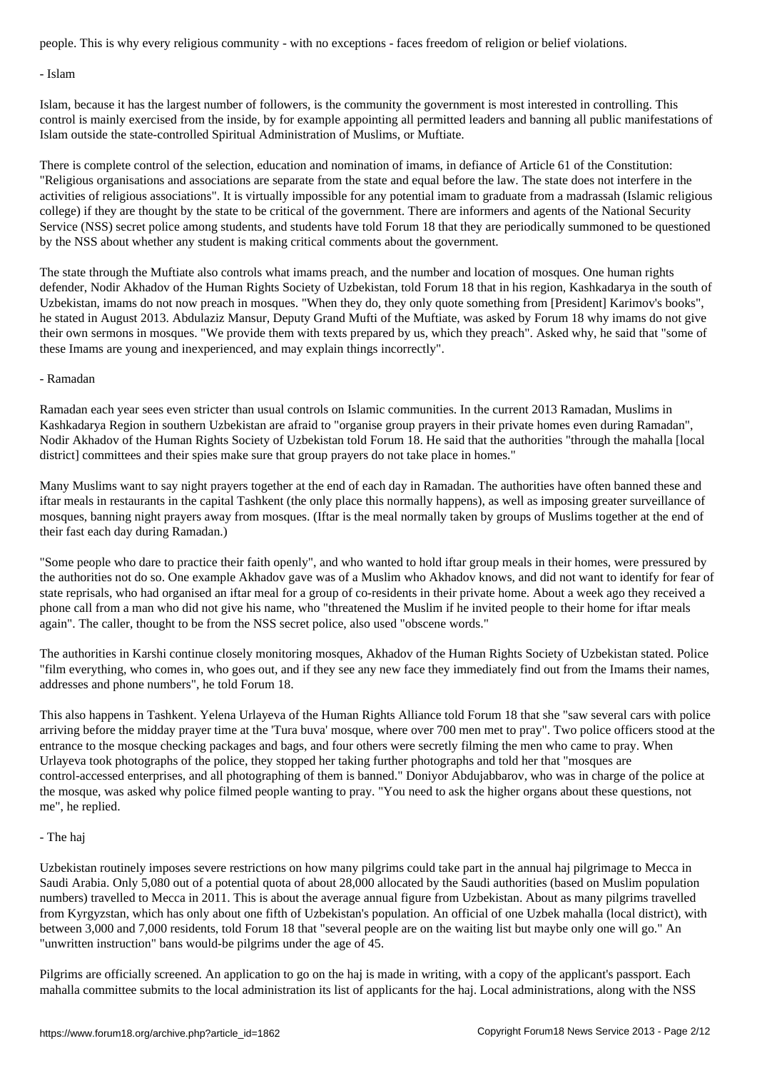people. This is why every religious community - with no exceptions - faces freedom of religion or belief violations.

- Islam

Islam, because it has the largest number of followers, is the community the government is most interested in controlling. This control is mainly exercised from the inside, by for example appointing all permitted leaders and banning all public manifestations of Islam outside the state-controlled Spiritual Administration of Muslims, or Muftiate.

There is complete control of the selection, education and nomination of imams, in defiance of Article 61 of the Constitution: "Religious organisations and associations are separate from the state and equal before the law. The state does not interfere in the activities of religious associations". It is virtually impossible for any potential imam to graduate from a madrassah (Islamic religious college) if they are thought by the state to be critical of the government. There are informers and agents of the National Security Service (NSS) secret police among students, and students have told Forum 18 that they are periodically summoned to be questioned by the NSS about whether any student is making critical comments about the government.

The state through the Muftiate also controls what imams preach, and the number and location of mosques. One human rights defender, Nodir Akhadov of the Human Rights Society of Uzbekistan, told Forum 18 that in his region, Kashkadarya in the south of Uzbekistan, imams do not now preach in mosques. "When they do, they only quote something from [President] Karimov's books", he stated in August 2013. Abdulaziz Mansur, Deputy Grand Mufti of the Muftiate, was asked by Forum 18 why imams do not give their own sermons in mosques. "We provide them with texts prepared by us, which they preach". Asked why, he said that "some of these Imams are young and inexperienced, and may explain things incorrectly".

- Ramadan

Ramadan each year sees even stricter than usual controls on Islamic communities. In the current 2013 Ramadan, Muslims in Kashkadarya Region in southern Uzbekistan are afraid to "organise group prayers in their private homes even during Ramadan", Nodir Akhadov of the Human Rights Society of Uzbekistan told Forum 18. He said that the authorities "through the mahalla [local district] committees and their spies make sure that group prayers do not take place in homes."

Many Muslims want to say night prayers together at the end of each day in Ramadan. The authorities have often banned these and iftar meals in restaurants in the capital Tashkent (the only place this normally happens), as well as imposing greater surveillance of mosques, banning night prayers away from mosques. (Iftar is the meal normally taken by groups of Muslims together at the end of their fast each day during Ramadan.)

"Some people who dare to practice their faith openly", and who wanted to hold iftar group meals in their homes, were pressured by the authorities not do so. One example Akhadov gave was of a Muslim who Akhadov knows, and did not want to identify for fear of state reprisals, who had organised an iftar meal for a group of co-residents in their private home. About a week ago they received a phone call from a man who did not give his name, who "threatened the Muslim if he invited people to their home for iftar meals again". The caller, thought to be from the NSS secret police, also used "obscene words."

The authorities in Karshi continue closely monitoring mosques, Akhadov of the Human Rights Society of Uzbekistan stated. Police "film everything, who comes in, who goes out, and if they see any new face they immediately find out from the Imams their names, addresses and phone numbers", he told Forum 18.

This also happens in Tashkent. Yelena Urlayeva of the Human Rights Alliance told Forum 18 that she "saw several cars with police arriving before the midday prayer time at the 'Tura buva' mosque, where over 700 men met to pray". Two police officers stood at the entrance to the mosque checking packages and bags, and four others were secretly filming the men who came to pray. When Urlayeva took photographs of the police, they stopped her taking further photographs and told her that "mosques are control-accessed enterprises, and all photographing of them is banned." Doniyor Abdujabbarov, who was in charge of the police at the mosque, was asked why police filmed people wanting to pray. "You need to ask the higher organs about these questions, not me", he replied.

- The haj

Uzbekistan routinely imposes severe restrictions on how many pilgrims could take part in the annual haj pilgrimage to Mecca in Saudi Arabia. Only 5,080 out of a potential quota of about 28,000 allocated by the Saudi authorities (based on Muslim population numbers) travelled to Mecca in 2011. This is about the average annual figure from Uzbekistan. About as many pilgrims travelled from Kyrgyzstan, which has only about one fifth of Uzbekistan's population. An official of one Uzbek mahalla (local district), with between 3,000 and 7,000 residents, told Forum 18 that "several people are on the waiting list but maybe only one will go." An "unwritten instruction" bans would-be pilgrims under the age of 45.

Pilgrims are officially screened. An application to go on the haj is made in writing, with a copy of the applicant's passport. Each mahalla committee submits to the local administration its list of applicants for the haj. Local administrations, along with the NSS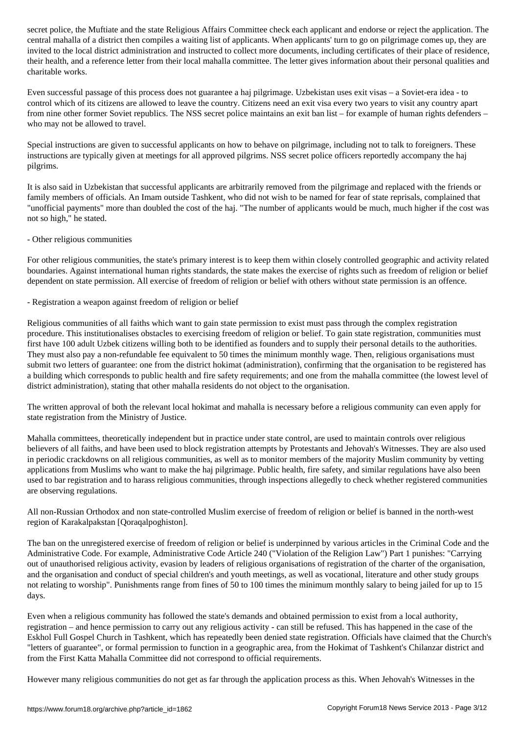secret police, the Muftiate and the state Religious Affairs Committee check each applicant and endorse or reject the application. The central mahalla of a district then compiles a waiting list of applicants. When applicants' turn to go on pilgrimage comes up, they are invited to the local district administration and instructed to collect more documents, including certificates of their place of residence, their health, and a reference letter from their local mahalla committee. The letter gives information about their personal qualities and charitable works.

Even successful passage of this process does not guarantee a haj pilgrimage. Uzbekistan uses exit visas – a Soviet-era idea - to control which of its citizens are allowed to leave the country. Citizens need an exit visa every two years to visit any country apart from nine other former Soviet republics. The NSS secret police maintains an exit ban list – for example of human rights defenders – who may not be allowed to travel.

Special instructions are given to successful applicants on how to behave on pilgrimage, including not to talk to foreigners. These instructions are typically given at meetings for all approved pilgrims. NSS secret police officers reportedly accompany the haj pilgrims.

It is also said in Uzbekistan that successful applicants are arbitrarily removed from the pilgrimage and replaced with the friends or family members of officials. An Imam outside Tashkent, who did not wish to be named for fear of state reprisals, complained that "unofficial payments" more than doubled the cost of the haj. "The number of applicants would be much, much higher if the cost was not so high," he stated.

- Other religious communities

For other religious communities, the state's primary interest is to keep them within closely controlled geographic and activity related boundaries. Against international human rights standards, the state makes the exercise of rights such as freedom of religion or belief dependent on state permission. All exercise of freedom of religion or belief with others without state permission is an offence.

- Registration a weapon against freedom of religion or belief

Religious communities of all faiths which want to gain state permission to exist must pass through the complex registration procedure. This institutionalises obstacles to exercising freedom of religion or belief. To gain state registration, communities must first have 100 adult Uzbek citizens willing both to be identified as founders and to supply their personal details to the authorities. They must also pay a non-refundable fee equivalent to 50 times the minimum monthly wage. Then, religious organisations must submit two letters of guarantee: one from the district hokimat (administration), confirming that the organisation to be registered has a building which corresponds to public health and fire safety requirements; and one from the mahalla committee (the lowest level of district administration), stating that other mahalla residents do not object to the organisation.

The written approval of both the relevant local hokimat and mahalla is necessary before a religious community can even apply for state registration from the Ministry of Justice.

Mahalla committees, theoretically independent but in practice under state control, are used to maintain controls over religious believers of all faiths, and have been used to block registration attempts by Protestants and Jehovah's Witnesses. They are also used in periodic crackdowns on all religious communities, as well as to monitor members of the majority Muslim community by vetting applications from Muslims who want to make the haj pilgrimage. Public health, fire safety, and similar regulations have also been used to bar registration and to harass religious communities, through inspections allegedly to check whether registered communities are observing regulations.

All non-Russian Orthodox and non state-controlled Muslim exercise of freedom of religion or belief is banned in the north-west region of Karakalpakstan [Qoraqalpoghiston].

The ban on the unregistered exercise of freedom of religion or belief is underpinned by various articles in the Criminal Code and the Administrative Code. For example, Administrative Code Article 240 ("Violation of the Religion Law") Part 1 punishes: "Carrying out of unauthorised religious activity, evasion by leaders of religious organisations of registration of the charter of the organisation, and the organisation and conduct of special children's and youth meetings, as well as vocational, literature and other study groups not relating to worship". Punishments range from fines of 50 to 100 times the minimum monthly salary to being jailed for up to 15 days.

Even when a religious community has followed the state's demands and obtained permission to exist from a local authority, registration – and hence permission to carry out any religious activity - can still be refused. This has happened in the case of the Eskhol Full Gospel Church in Tashkent, which has repeatedly been denied state registration. Officials have claimed that the Church's "letters of guarantee", or formal permission to function in a geographic area, from the Hokimat of Tashkent's Chilanzar district and from the First Katta Mahalla Committee did not correspond to official requirements.

However many religious communities do not get as far through the application process as this. When Jehovah's Witnesses in the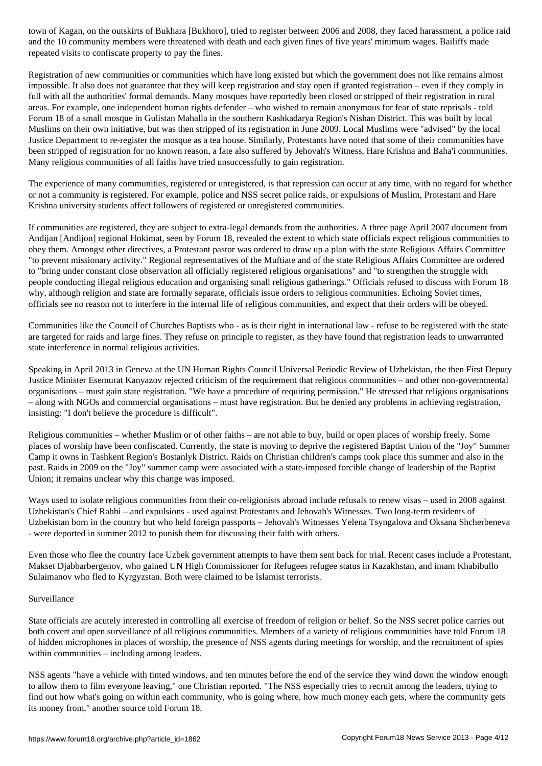town of Kagan, on the outskirts of Bukhara [Bukhoro], tried to register between 2006 and 2008, they faced harassment, a police raid and the 10 community members were threatened with death and each given fines of five years' minimum wages. Bailiffs made repeated visits to confiscate property to pay the fines.

Registration of new communities or communities which have long existed but which the government does not like remains almost impossible. It also does not guarantee that they will keep registration and stay open if granted registration – even if they comply in full with all the authorities' formal demands. Many mosques have reportedly been closed or stripped of their registration in rural areas. For example, one independent human rights defender – who wished to remain anonymous for fear of state reprisals - told Forum 18 of a small mosque in Gulistan Mahalla in the southern Kashkadarya Region's Nishan District. This was built by local Muslims on their own initiative, but was then stripped of its registration in June 2009. Local Muslims were "advised" by the local Justice Department to re-register the mosque as a tea house. Similarly, Protestants have noted that some of their communities have been stripped of registration for no known reason, a fate also suffered by Jehovah's Witness, Hare Krishna and Baha'i communities. Many religious communities of all faiths have tried unsuccessfully to gain registration.

The experience of many communities, registered or unregistered, is that repression can occur at any time, with no regard for whether or not a community is registered. For example, police and NSS secret police raids, or expulsions of Muslim, Protestant and Hare Krishna university students affect followers of registered or unregistered communities.

If communities are registered, they are subject to extra-legal demands from the authorities. A three page April 2007 document from Andijan [Andijon] regional Hokimat, seen by Forum 18, revealed the extent to which state officials expect religious communities to obey them. Amongst other directives, a Protestant pastor was ordered to draw up a plan with the state Religious Affairs Committee "to prevent missionary activity." Regional representatives of the Muftiate and of the state Religious Affairs Committee are ordered to "bring under constant close observation all officially registered religious organisations" and "to strengthen the struggle with people conducting illegal religious education and organising small religious gatherings." Officials refused to discuss with Forum 18 why, although religion and state are formally separate, officials issue orders to religious communities. Echoing Soviet times, officials see no reason not to interfere in the internal life of religious communities, and expect that their orders will be obeyed.

Communities like the Council of Churches Baptists who - as is their right in international law - refuse to be registered with the state are targeted for raids and large fines. They refuse on principle to register, as they have found that registration leads to unwarranted state interference in normal religious activities.

Speaking in April 2013 in Geneva at the UN Human Rights Council Universal Periodic Review of Uzbekistan, the then First Deputy Justice Minister Esemurat Kanyazov rejected criticism of the requirement that religious communities – and other non-governmental organisations – must gain state registration. "We have a procedure of requiring permission." He stressed that religious organisations – along with NGOs and commercial organisations – must have registration. But he denied any problems in achieving registration, insisting: "I don't believe the procedure is difficult".

Religious communities – whether Muslim or of other faiths – are not able to buy, build or open places of worship freely. Some places of worship have been confiscated. Currently, the state is moving to deprive the registered Baptist Union of the "Joy" Summer Camp it owns in Tashkent Region's Bostanlyk District. Raids on Christian children's camps took place this summer and also in the past. Raids in 2009 on the "Joy" summer camp were associated with a state-imposed forcible change of leadership of the Baptist Union; it remains unclear why this change was imposed.

Ways used to isolate religious communities from their co-religionists abroad include refusals to renew visas – used in 2008 against Uzbekistan's Chief Rabbi – and expulsions - used against Protestants and Jehovah's Witnesses. Two long-term residents of Uzbekistan born in the country but who held foreign passports – Jehovah's Witnesses Yelena Tsyngalova and Oksana Shcherbeneva - were deported in summer 2012 to punish them for discussing their faith with others.

Even those who flee the country face Uzbek government attempts to have them sent back for trial. Recent cases include a Protestant, Makset Djabbarbergenov, who gained UN High Commissioner for Refugees refugee status in Kazakhstan, and imam Khabibullo Sulaimanov who fled to Kyrgyzstan. Both were claimed to be Islamist terrorists.

## Surveillance

State officials are acutely interested in controlling all exercise of freedom of religion or belief. So the NSS secret police carries out both covert and open surveillance of all religious communities. Members of a variety of religious communities have told Forum 18 of hidden microphones in places of worship, the presence of NSS agents during meetings for worship, and the recruitment of spies within communities – including among leaders.

NSS agents "have a vehicle with tinted windows, and ten minutes before the end of the service they wind down the window enough to allow them to film everyone leaving," one Christian reported. "The NSS especially tries to recruit among the leaders, trying to find out how what's going on within each community, who is going where, how much money each gets, where the community gets its money from," another source told Forum 18.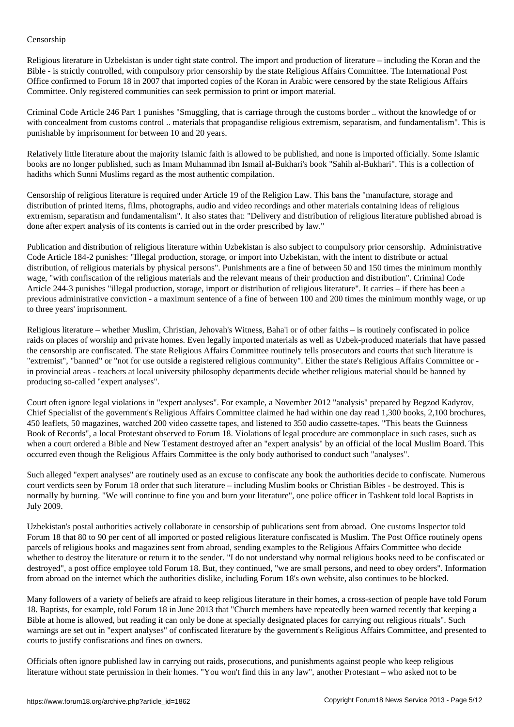## Censorship

Religious literature in Uzbekistan is under tight state control. The import and production of literature – including the Koran and the Bible - is strictly controlled, with compulsory prior censorship by the state Religious Affairs Committee. The International Post Office confirmed to Forum 18 in 2007 that imported copies of the Koran in Arabic were censored by the state Religious Affairs Committee. Only registered communities can seek permission to print or import material.

Criminal Code Article 246 Part 1 punishes "Smuggling, that is carriage through the customs border .. without the knowledge of or with concealment from customs control .. materials that propagandise religious extremism, separatism, and fundamentalism". This is punishable by imprisonment for between 10 and 20 years.

Relatively little literature about the majority Islamic faith is allowed to be published, and none is imported officially. Some Islamic books are no longer published, such as Imam Muhammad ibn Ismail al-Bukhari's book "Sahih al-Bukhari". This is a collection of hadiths which Sunni Muslims regard as the most authentic compilation.

Censorship of religious literature is required under Article 19 of the Religion Law. This bans the "manufacture, storage and distribution of printed items, films, photographs, audio and video recordings and other materials containing ideas of religious extremism, separatism and fundamentalism". It also states that: "Delivery and distribution of religious literature published abroad is done after expert analysis of its contents is carried out in the order prescribed by law."

Publication and distribution of religious literature within Uzbekistan is also subject to compulsory prior censorship. Administrative Code Article 184-2 punishes: "Illegal production, storage, or import into Uzbekistan, with the intent to distribute or actual distribution, of religious materials by physical persons". Punishments are a fine of between 50 and 150 times the minimum monthly wage, "with confiscation of the religious materials and the relevant means of their production and distribution". Criminal Code Article 244-3 punishes "illegal production, storage, import or distribution of religious literature". It carries – if there has been a previous administrative conviction - a maximum sentence of a fine of between 100 and 200 times the minimum monthly wage, or up to three years' imprisonment.

Religious literature – whether Muslim, Christian, Jehovah's Witness, Baha'i or of other faiths – is routinely confiscated in police raids on places of worship and private homes. Even legally imported materials as well as Uzbek-produced materials that have passed the censorship are confiscated. The state Religious Affairs Committee routinely tells prosecutors and courts that such literature is "extremist", "banned" or "not for use outside a registered religious community". Either the state's Religious Affairs Committee or - in provincial areas - teachers at local university philosophy departments decide whether religious material should be banned by producing so-called "expert analyses".

Court often ignore legal violations in "expert analyses". For example, a November 2012 "analysis" prepared by Begzod Kadyrov, Chief Specialist of the government's Religious Affairs Committee claimed he had within one day read 1,300 books, 2,100 brochures, 450 leaflets, 50 magazines, watched 200 video cassette tapes, and listened to 350 audio cassette-tapes. "This beats the Guinness Book of Records", a local Protestant observed to Forum 18. Violations of legal procedure are commonplace in such cases, such as when a court ordered a Bible and New Testament destroyed after an "expert analysis" by an official of the local Muslim Board. This occurred even though the Religious Affairs Committee is the only body authorised to conduct such "analyses".

Such alleged "expert analyses" are routinely used as an excuse to confiscate any book the authorities decide to confiscate. Numerous court verdicts seen by Forum 18 order that such literature – including Muslim books or Christian Bibles - be destroyed. This is normally by burning. "We will continue to fine you and burn your literature", one police officer in Tashkent told local Baptists in July 2009.

Uzbekistan's postal authorities actively collaborate in censorship of publications sent from abroad. One customs Inspector told Forum 18 that 80 to 90 per cent of all imported or posted religious literature confiscated is Muslim. The Post Office routinely opens parcels of religious books and magazines sent from abroad, sending examples to the Religious Affairs Committee who decide whether to destroy the literature or return it to the sender. "I do not understand why normal religious books need to be confiscated or destroyed", a post office employee told Forum 18. But, they continued, "we are small persons, and need to obey orders". Information from abroad on the internet which the authorities dislike, including Forum 18's own website, also continues to be blocked.

Many followers of a variety of beliefs are afraid to keep religious literature in their homes, a cross-section of people have told Forum 18. Baptists, for example, told Forum 18 in June 2013 that "Church members have repeatedly been warned recently that keeping a Bible at home is allowed, but reading it can only be done at specially designated places for carrying out religious rituals". Such warnings are set out in "expert analyses" of confiscated literature by the government's Religious Affairs Committee, and presented to courts to justify confiscations and fines on owners.

Officials often ignore published law in carrying out raids, prosecutions, and punishments against people who keep religious literature without state permission in their homes. "You won't find this in any law", another Protestant – who asked not to be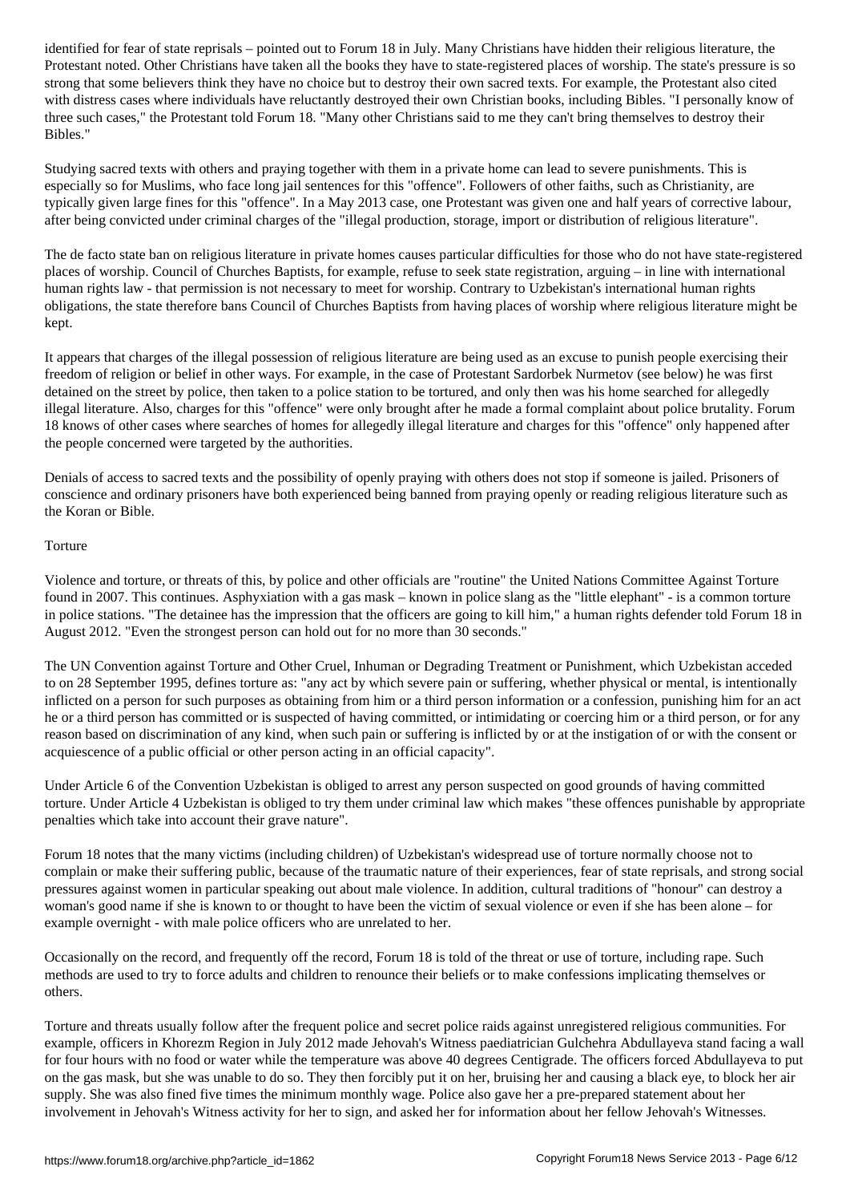identified for fear of state reprisals – pointed out to Forum 18 in July. Many Christians have hidden their religious literature, the Protestant noted. Other Christians have taken all the books they have to state-registered places of worship. The state's pressure is so strong that some believers think they have no choice but to destroy their own sacred texts. For example, the Protestant also cited with distress cases where individuals have reluctantly destroyed their own Christian books, including Bibles. "I personally know of three such cases," the Protestant told Forum 18. "Many other Christians said to me they can't bring themselves to destroy their Bibles."

Studying sacred texts with others and praying together with them in a private home can lead to severe punishments. This is especially so for Muslims, who face long jail sentences for this "offence". Followers of other faiths, such as Christianity, are typically given large fines for this "offence". In a May 2013 case, one Protestant was given one and half years of corrective labour, after being convicted under criminal charges of the "illegal production, storage, import or distribution of religious literature".

The de facto state ban on religious literature in private homes causes particular difficulties for those who do not have state-registered places of worship. Council of Churches Baptists, for example, refuse to seek state registration, arguing – in line with international human rights law - that permission is not necessary to meet for worship. Contrary to Uzbekistan's international human rights obligations, the state therefore bans Council of Churches Baptists from having places of worship where religious literature might be kept.

It appears that charges of the illegal possession of religious literature are being used as an excuse to punish people exercising their freedom of religion or belief in other ways. For example, in the case of Protestant Sardorbek Nurmetov (see below) he was first detained on the street by police, then taken to a police station to be tortured, and only then was his home searched for allegedly illegal literature. Also, charges for this "offence" were only brought after he made a formal complaint about police brutality. Forum 18 knows of other cases where searches of homes for allegedly illegal literature and charges for this "offence" only happened after the people concerned were targeted by the authorities.

Denials of access to sacred texts and the possibility of openly praying with others does not stop if someone is jailed. Prisoners of conscience and ordinary prisoners have both experienced being banned from praying openly or reading religious literature such as the Koran or Bible.

## Torture

Violence and torture, or threats of this, by police and other officials are "routine" the United Nations Committee Against Torture found in 2007. This continues. Asphyxiation with a gas mask – known in police slang as the "little elephant" - is a common torture in police stations. "The detainee has the impression that the officers are going to kill him," a human rights defender told Forum 18 in August 2012. "Even the strongest person can hold out for no more than 30 seconds."

The UN Convention against Torture and Other Cruel, Inhuman or Degrading Treatment or Punishment, which Uzbekistan acceded to on 28 September 1995, defines torture as: "any act by which severe pain or suffering, whether physical or mental, is intentionally inflicted on a person for such purposes as obtaining from him or a third person information or a confession, punishing him for an act he or a third person has committed or is suspected of having committed, or intimidating or coercing him or a third person, or for any reason based on discrimination of any kind, when such pain or suffering is inflicted by or at the instigation of or with the consent or acquiescence of a public official or other person acting in an official capacity".

Under Article 6 of the Convention Uzbekistan is obliged to arrest any person suspected on good grounds of having committed torture. Under Article 4 Uzbekistan is obliged to try them under criminal law which makes "these offences punishable by appropriate penalties which take into account their grave nature".

Forum 18 notes that the many victims (including children) of Uzbekistan's widespread use of torture normally choose not to complain or make their suffering public, because of the traumatic nature of their experiences, fear of state reprisals, and strong social pressures against women in particular speaking out about male violence. In addition, cultural traditions of "honour" can destroy a woman's good name if she is known to or thought to have been the victim of sexual violence or even if she has been alone – for example overnight - with male police officers who are unrelated to her.

Occasionally on the record, and frequently off the record, Forum 18 is told of the threat or use of torture, including rape. Such methods are used to try to force adults and children to renounce their beliefs or to make confessions implicating themselves or others.

Torture and threats usually follow after the frequent police and secret police raids against unregistered religious communities. For example, officers in Khorezm Region in July 2012 made Jehovah's Witness paediatrician Gulchehra Abdullayeva stand facing a wall for four hours with no food or water while the temperature was above 40 degrees Centigrade. The officers forced Abdullayeva to put on the gas mask, but she was unable to do so. They then forcibly put it on her, bruising her and causing a black eye, to block her air supply. She was also fined five times the minimum monthly wage. Police also gave her a pre-prepared statement about her involvement in Jehovah's Witness activity for her to sign, and asked her for information about her fellow Jehovah's Witnesses.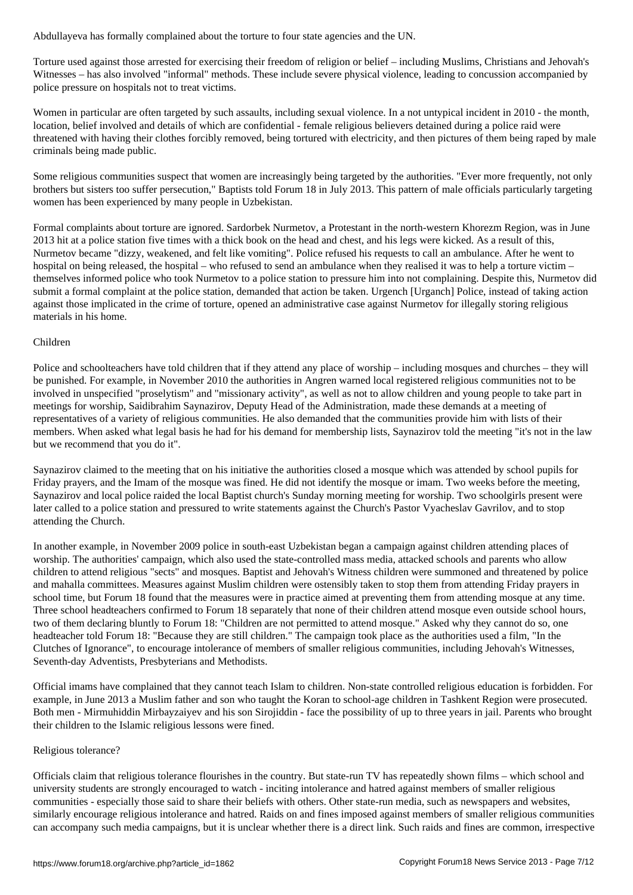Abdullayeva has formally complained about the torture to four state agencies and the UN.

Torture used against those arrested for exercising their freedom of religion or belief – including Muslims, Christians and Jehovah's Witnesses – has also involved "informal" methods. These include severe physical violence, leading to concussion accompanied by police pressure on hospitals not to treat victims.

Women in particular are often targeted by such assaults, including sexual violence. In a not untypical incident in 2010 - the month, location, belief involved and details of which are confidential - female religious believers detained during a police raid were threatened with having their clothes forcibly removed, being tortured with electricity, and then pictures of them being raped by male criminals being made public.

Some religious communities suspect that women are increasingly being targeted by the authorities. "Ever more frequently, not only brothers but sisters too suffer persecution," Baptists told Forum 18 in July 2013. This pattern of male officials particularly targeting women has been experienced by many people in Uzbekistan.

Formal complaints about torture are ignored. Sardorbek Nurmetov, a Protestant in the north-western Khorezm Region, was in June 2013 hit at a police station five times with a thick book on the head and chest, and his legs were kicked. As a result of this, Nurmetov became "dizzy, weakened, and felt like vomiting". Police refused his requests to call an ambulance. After he went to hospital on being released, the hospital – who refused to send an ambulance when they realised it was to help a torture victim – themselves informed police who took Nurmetov to a police station to pressure him into not complaining. Despite this, Nurmetov did submit a formal complaint at the police station, demanded that action be taken. Urgench [Urganch] Police, instead of taking action against those implicated in the crime of torture, opened an administrative case against Nurmetov for illegally storing religious materials in his home.

## Children

Police and schoolteachers have told children that if they attend any place of worship – including mosques and churches – they will be punished. For example, in November 2010 the authorities in Angren warned local registered religious communities not to be involved in unspecified "proselytism" and "missionary activity", as well as not to allow children and young people to take part in meetings for worship, Saidibrahim Saynazirov, Deputy Head of the Administration, made these demands at a meeting of representatives of a variety of religious communities. He also demanded that the communities provide him with lists of their members. When asked what legal basis he had for his demand for membership lists, Saynazirov told the meeting "it's not in the law but we recommend that you do it".

Saynazirov claimed to the meeting that on his initiative the authorities closed a mosque which was attended by school pupils for Friday prayers, and the Imam of the mosque was fined. He did not identify the mosque or imam. Two weeks before the meeting, Saynazirov and local police raided the local Baptist church's Sunday morning meeting for worship. Two schoolgirls present were later called to a police station and pressured to write statements against the Church's Pastor Vyacheslav Gavrilov, and to stop attending the Church.

In another example, in November 2009 police in south-east Uzbekistan began a campaign against children attending places of worship. The authorities' campaign, which also used the state-controlled mass media, attacked schools and parents who allow children to attend religious "sects" and mosques. Baptist and Jehovah's Witness children were summoned and threatened by police and mahalla committees. Measures against Muslim children were ostensibly taken to stop them from attending Friday prayers in school time, but Forum 18 found that the measures were in practice aimed at preventing them from attending mosque at any time. Three school headteachers confirmed to Forum 18 separately that none of their children attend mosque even outside school hours, two of them declaring bluntly to Forum 18: "Children are not permitted to attend mosque." Asked why they cannot do so, one headteacher told Forum 18: "Because they are still children." The campaign took place as the authorities used a film, "In the Clutches of Ignorance", to encourage intolerance of members of smaller religious communities, including Jehovah's Witnesses, Seventh-day Adventists, Presbyterians and Methodists.

Official imams have complained that they cannot teach Islam to children. Non-state controlled religious education is forbidden. For example, in June 2013 a Muslim father and son who taught the Koran to school-age children in Tashkent Region were prosecuted. Both men - Mirmuhiddin Mirbayzaiyev and his son Sirojiddin - face the possibility of up to three years in jail. Parents who brought their children to the Islamic religious lessons were fined.

## Religious tolerance?

Officials claim that religious tolerance flourishes in the country. But state-run TV has repeatedly shown films – which school and university students are strongly encouraged to watch - inciting intolerance and hatred against members of smaller religious communities - especially those said to share their beliefs with others. Other state-run media, such as newspapers and websites, similarly encourage religious intolerance and hatred. Raids on and fines imposed against members of smaller religious communities can accompany such media campaigns, but it is unclear whether there is a direct link. Such raids and fines are common, irrespective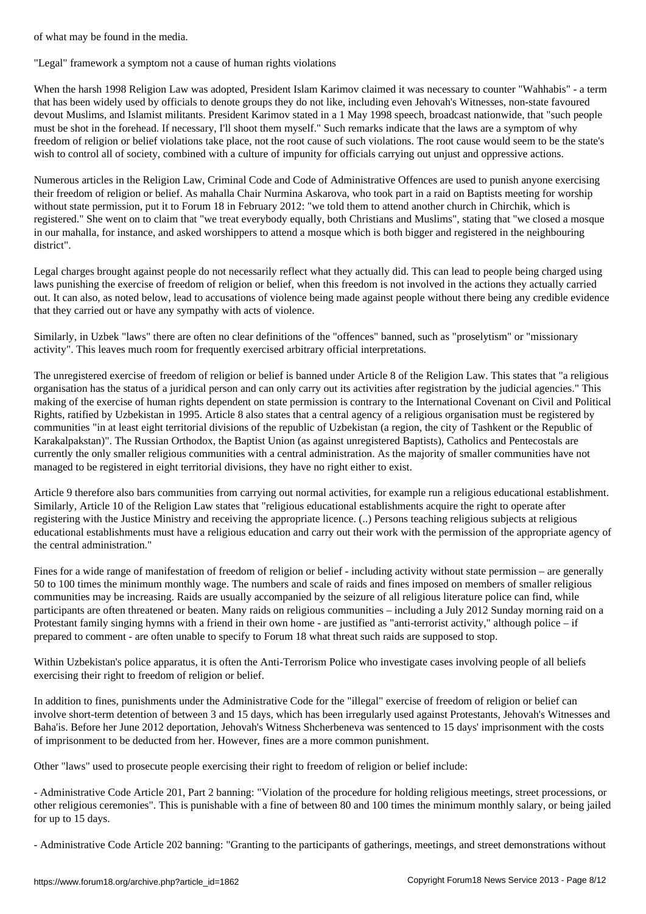of what may be found in the media.

"Legal" framework a symptom not a cause of human rights violations

When the harsh 1998 Religion Law was adopted, President Islam Karimov claimed it was necessary to counter "Wahhabis" - a term that has been widely used by officials to denote groups they do not like, including even Jehovah's Witnesses, non-state favoured devout Muslims, and Islamist militants. President Karimov stated in a 1 May 1998 speech, broadcast nationwide, that "such people must be shot in the forehead. If necessary, I'll shoot them myself." Such remarks indicate that the laws are a symptom of why freedom of religion or belief violations take place, not the root cause of such violations. The root cause would seem to be the state's wish to control all of society, combined with a culture of impunity for officials carrying out unjust and oppressive actions.

Numerous articles in the Religion Law, Criminal Code and Code of Administrative Offences are used to punish anyone exercising their freedom of religion or belief. As mahalla Chair Nurmina Askarova, who took part in a raid on Baptists meeting for worship without state permission, put it to Forum 18 in February 2012: "we told them to attend another church in Chirchik, which is registered." She went on to claim that "we treat everybody equally, both Christians and Muslims", stating that "we closed a mosque in our mahalla, for instance, and asked worshippers to attend a mosque which is both bigger and registered in the neighbouring district".

Legal charges brought against people do not necessarily reflect what they actually did. This can lead to people being charged using laws punishing the exercise of freedom of religion or belief, when this freedom is not involved in the actions they actually carried out. It can also, as noted below, lead to accusations of violence being made against people without there being any credible evidence that they carried out or have any sympathy with acts of violence.

Similarly, in Uzbek "laws" there are often no clear definitions of the "offences" banned, such as "proselytism" or "missionary activity". This leaves much room for frequently exercised arbitrary official interpretations.

The unregistered exercise of freedom of religion or belief is banned under Article 8 of the Religion Law. This states that "a religious organisation has the status of a juridical person and can only carry out its activities after registration by the judicial agencies." This making of the exercise of human rights dependent on state permission is contrary to the International Covenant on Civil and Political Rights, ratified by Uzbekistan in 1995. Article 8 also states that a central agency of a religious organisation must be registered by communities "in at least eight territorial divisions of the republic of Uzbekistan (a region, the city of Tashkent or the Republic of Karakalpakstan)". The Russian Orthodox, the Baptist Union (as against unregistered Baptists), Catholics and Pentecostals are currently the only smaller religious communities with a central administration. As the majority of smaller communities have not managed to be registered in eight territorial divisions, they have no right either to exist.

Article 9 therefore also bars communities from carrying out normal activities, for example run a religious educational establishment. Similarly, Article 10 of the Religion Law states that "religious educational establishments acquire the right to operate after registering with the Justice Ministry and receiving the appropriate licence. (..) Persons teaching religious subjects at religious educational establishments must have a religious education and carry out their work with the permission of the appropriate agency of the central administration."

Fines for a wide range of manifestation of freedom of religion or belief - including activity without state permission – are generally 50 to 100 times the minimum monthly wage. The numbers and scale of raids and fines imposed on members of smaller religious communities may be increasing. Raids are usually accompanied by the seizure of all religious literature police can find, while participants are often threatened or beaten. Many raids on religious communities – including a July 2012 Sunday morning raid on a Protestant family singing hymns with a friend in their own home - are justified as "anti-terrorist activity," although police – if prepared to comment - are often unable to specify to Forum 18 what threat such raids are supposed to stop.

Within Uzbekistan's police apparatus, it is often the Anti-Terrorism Police who investigate cases involving people of all beliefs exercising their right to freedom of religion or belief.

In addition to fines, punishments under the Administrative Code for the "illegal" exercise of freedom of religion or belief can involve short-term detention of between 3 and 15 days, which has been irregularly used against Protestants, Jehovah's Witnesses and Baha'is. Before her June 2012 deportation, Jehovah's Witness Shcherbeneva was sentenced to 15 days' imprisonment with the costs of imprisonment to be deducted from her. However, fines are a more common punishment.

Other "laws" used to prosecute people exercising their right to freedom of religion or belief include:

- Administrative Code Article 201, Part 2 banning: "Violation of the procedure for holding religious meetings, street processions, or other religious ceremonies". This is punishable with a fine of between 80 and 100 times the minimum monthly salary, or being jailed for up to 15 days.

- Administrative Code Article 202 banning: "Granting to the participants of gatherings, meetings, and street demonstrations without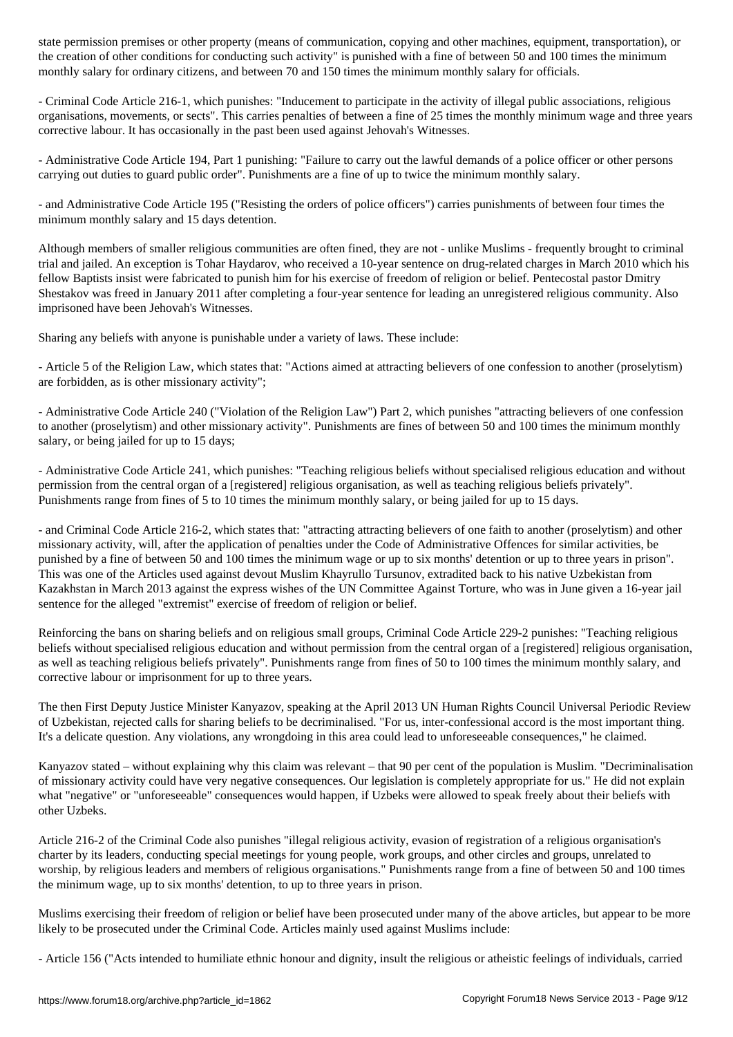state permission premises or other property (means of communication, copying and other machines, equipment, transportation), or the creation of other conditions for conducting such activity" is punished with a fine of between 50 and 100 times the minimum monthly salary for ordinary citizens, and between 70 and 150 times the minimum monthly salary for officials.

- Criminal Code Article 216-1, which punishes: "Inducement to participate in the activity of illegal public associations, religious organisations, movements, or sects". This carries penalties of between a fine of 25 times the monthly minimum wage and three years corrective labour. It has occasionally in the past been used against Jehovah's Witnesses.

- Administrative Code Article 194, Part 1 punishing: "Failure to carry out the lawful demands of a police officer or other persons carrying out duties to guard public order". Punishments are a fine of up to twice the minimum monthly salary.

- and Administrative Code Article 195 ("Resisting the orders of police officers") carries punishments of between four times the minimum monthly salary and 15 days detention.

Although members of smaller religious communities are often fined, they are not - unlike Muslims - frequently brought to criminal trial and jailed. An exception is Tohar Haydarov, who received a 10-year sentence on drug-related charges in March 2010 which his fellow Baptists insist were fabricated to punish him for his exercise of freedom of religion or belief. Pentecostal pastor Dmitry Shestakov was freed in January 2011 after completing a four-year sentence for leading an unregistered religious community. Also imprisoned have been Jehovah's Witnesses.

Sharing any beliefs with anyone is punishable under a variety of laws. These include:

- Article 5 of the Religion Law, which states that: "Actions aimed at attracting believers of one confession to another (proselytism) are forbidden, as is other missionary activity";

- Administrative Code Article 240 ("Violation of the Religion Law") Part 2, which punishes "attracting believers of one confession to another (proselytism) and other missionary activity". Punishments are fines of between 50 and 100 times the minimum monthly salary, or being jailed for up to 15 days;

- Administrative Code Article 241, which punishes: "Teaching religious beliefs without specialised religious education and without permission from the central organ of a [registered] religious organisation, as well as teaching religious beliefs privately". Punishments range from fines of 5 to 10 times the minimum monthly salary, or being jailed for up to 15 days.

- and Criminal Code Article 216-2, which states that: "attracting attracting believers of one faith to another (proselytism) and other missionary activity, will, after the application of penalties under the Code of Administrative Offences for similar activities, be punished by a fine of between 50 and 100 times the minimum wage or up to six months' detention or up to three years in prison". This was one of the Articles used against devout Muslim Khayrullo Tursunov, extradited back to his native Uzbekistan from Kazakhstan in March 2013 against the express wishes of the UN Committee Against Torture, who was in June given a 16-year jail sentence for the alleged "extremist" exercise of freedom of religion or belief.

Reinforcing the bans on sharing beliefs and on religious small groups, Criminal Code Article 229-2 punishes: "Teaching religious beliefs without specialised religious education and without permission from the central organ of a [registered] religious organisation, as well as teaching religious beliefs privately". Punishments range from fines of 50 to 100 times the minimum monthly salary, and corrective labour or imprisonment for up to three years.

The then First Deputy Justice Minister Kanyazov, speaking at the April 2013 UN Human Rights Council Universal Periodic Review of Uzbekistan, rejected calls for sharing beliefs to be decriminalised. "For us, inter-confessional accord is the most important thing. It's a delicate question. Any violations, any wrongdoing in this area could lead to unforeseeable consequences," he claimed.

Kanyazov stated – without explaining why this claim was relevant – that 90 per cent of the population is Muslim. "Decriminalisation of missionary activity could have very negative consequences. Our legislation is completely appropriate for us." He did not explain what "negative" or "unforeseeable" consequences would happen, if Uzbeks were allowed to speak freely about their beliefs with other Uzbeks.

Article 216-2 of the Criminal Code also punishes "illegal religious activity, evasion of registration of a religious organisation's charter by its leaders, conducting special meetings for young people, work groups, and other circles and groups, unrelated to worship, by religious leaders and members of religious organisations." Punishments range from a fine of between 50 and 100 times the minimum wage, up to six months' detention, to up to three years in prison.

Muslims exercising their freedom of religion or belief have been prosecuted under many of the above articles, but appear to be more likely to be prosecuted under the Criminal Code. Articles mainly used against Muslims include:

- Article 156 ("Acts intended to humiliate ethnic honour and dignity, insult the religious or atheistic feelings of individuals, carried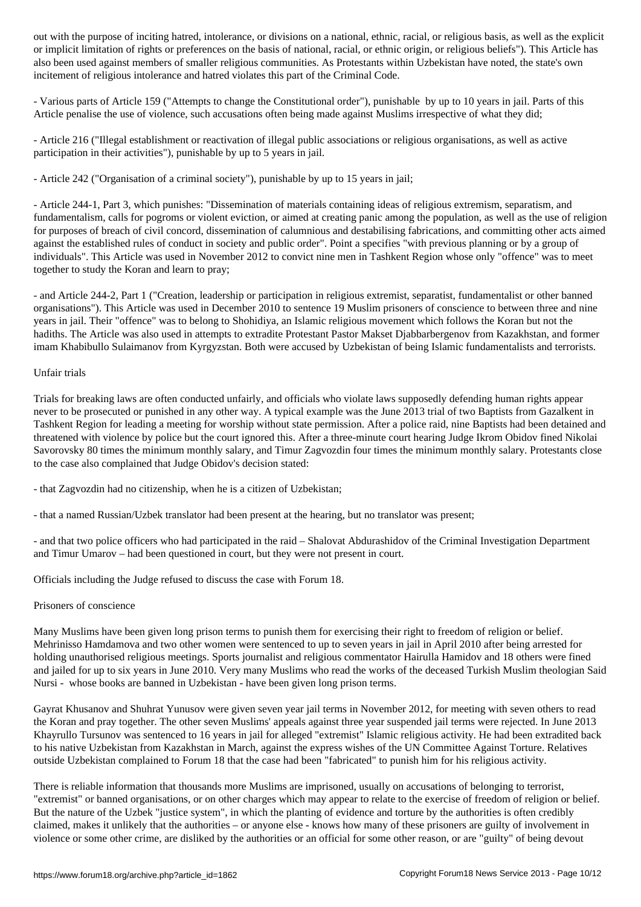out with the purpose of inciting hatred, intolerance, or divisions on a national, ethnic, racial, or religious basis, as well as the explicit or implicit limitation of rights or preferences on the basis of national, racial, or ethnic origin, or religious beliefs"). This Article has also been used against members of smaller religious communities. As Protestants within Uzbekistan have noted, the state's own incitement of religious intolerance and hatred violates this part of the Criminal Code.

- Various parts of Article 159 ("Attempts to change the Constitutional order"), punishable by up to 10 years in jail. Parts of this Article penalise the use of violence, such accusations often being made against Muslims irrespective of what they did;

- Article 216 ("Illegal establishment or reactivation of illegal public associations or religious organisations, as well as active participation in their activities"), punishable by up to 5 years in jail.

- Article 242 ("Organisation of a criminal society"), punishable by up to 15 years in jail;

- Article 244-1, Part 3, which punishes: "Dissemination of materials containing ideas of religious extremism, separatism, and fundamentalism, calls for pogroms or violent eviction, or aimed at creating panic among the population, as well as the use of religion for purposes of breach of civil concord, dissemination of calumnious and destabilising fabrications, and committing other acts aimed against the established rules of conduct in society and public order". Point a specifies "with previous planning or by a group of individuals". This Article was used in November 2012 to convict nine men in Tashkent Region whose only "offence" was to meet together to study the Koran and learn to pray;

- and Article 244-2, Part 1 ("Creation, leadership or participation in religious extremist, separatist, fundamentalist or other banned organisations"). This Article was used in December 2010 to sentence 19 Muslim prisoners of conscience to between three and nine years in jail. Their "offence" was to belong to Shohidiya, an Islamic religious movement which follows the Koran but not the hadiths. The Article was also used in attempts to extradite Protestant Pastor Makset Djabbarbergenov from Kazakhstan, and former imam Khabibullo Sulaimanov from Kyrgyzstan. Both were accused by Uzbekistan of being Islamic fundamentalists and terrorists.

Unfair trials

Trials for breaking laws are often conducted unfairly, and officials who violate laws supposedly defending human rights appear never to be prosecuted or punished in any other way. A typical example was the June 2013 trial of two Baptists from Gazalkent in Tashkent Region for leading a meeting for worship without state permission. After a police raid, nine Baptists had been detained and threatened with violence by police but the court ignored this. After a three-minute court hearing Judge Ikrom Obidov fined Nikolai Savorovsky 80 times the minimum monthly salary, and Timur Zagvozdin four times the minimum monthly salary. Protestants close to the case also complained that Judge Obidov's decision stated:

- that Zagvozdin had no citizenship, when he is a citizen of Uzbekistan;

- that a named Russian/Uzbek translator had been present at the hearing, but no translator was present;

- and that two police officers who had participated in the raid – Shalovat Abdurashidov of the Criminal Investigation Department and Timur Umarov – had been questioned in court, but they were not present in court.

Officials including the Judge refused to discuss the case with Forum 18.

Prisoners of conscience

Many Muslims have been given long prison terms to punish them for exercising their right to freedom of religion or belief. Mehrinisso Hamdamova and two other women were sentenced to up to seven years in jail in April 2010 after being arrested for holding unauthorised religious meetings. Sports journalist and religious commentator Hairulla Hamidov and 18 others were fined and jailed for up to six years in June 2010. Very many Muslims who read the works of the deceased Turkish Muslim theologian Said Nursi - whose books are banned in Uzbekistan - have been given long prison terms.

Gayrat Khusanov and Shuhrat Yunusov were given seven year jail terms in November 2012, for meeting with seven others to read the Koran and pray together. The other seven Muslims' appeals against three year suspended jail terms were rejected. In June 2013 Khayrullo Tursunov was sentenced to 16 years in jail for alleged "extremist" Islamic religious activity. He had been extradited back to his native Uzbekistan from Kazakhstan in March, against the express wishes of the UN Committee Against Torture. Relatives outside Uzbekistan complained to Forum 18 that the case had been "fabricated" to punish him for his religious activity.

There is reliable information that thousands more Muslims are imprisoned, usually on accusations of belonging to terrorist, "extremist" or banned organisations, or on other charges which may appear to relate to the exercise of freedom of religion or belief. But the nature of the Uzbek "justice system", in which the planting of evidence and torture by the authorities is often credibly claimed, makes it unlikely that the authorities – or anyone else - knows how many of these prisoners are guilty of involvement in violence or some other crime, are disliked by the authorities or an official for some other reason, or are "guilty" of being devout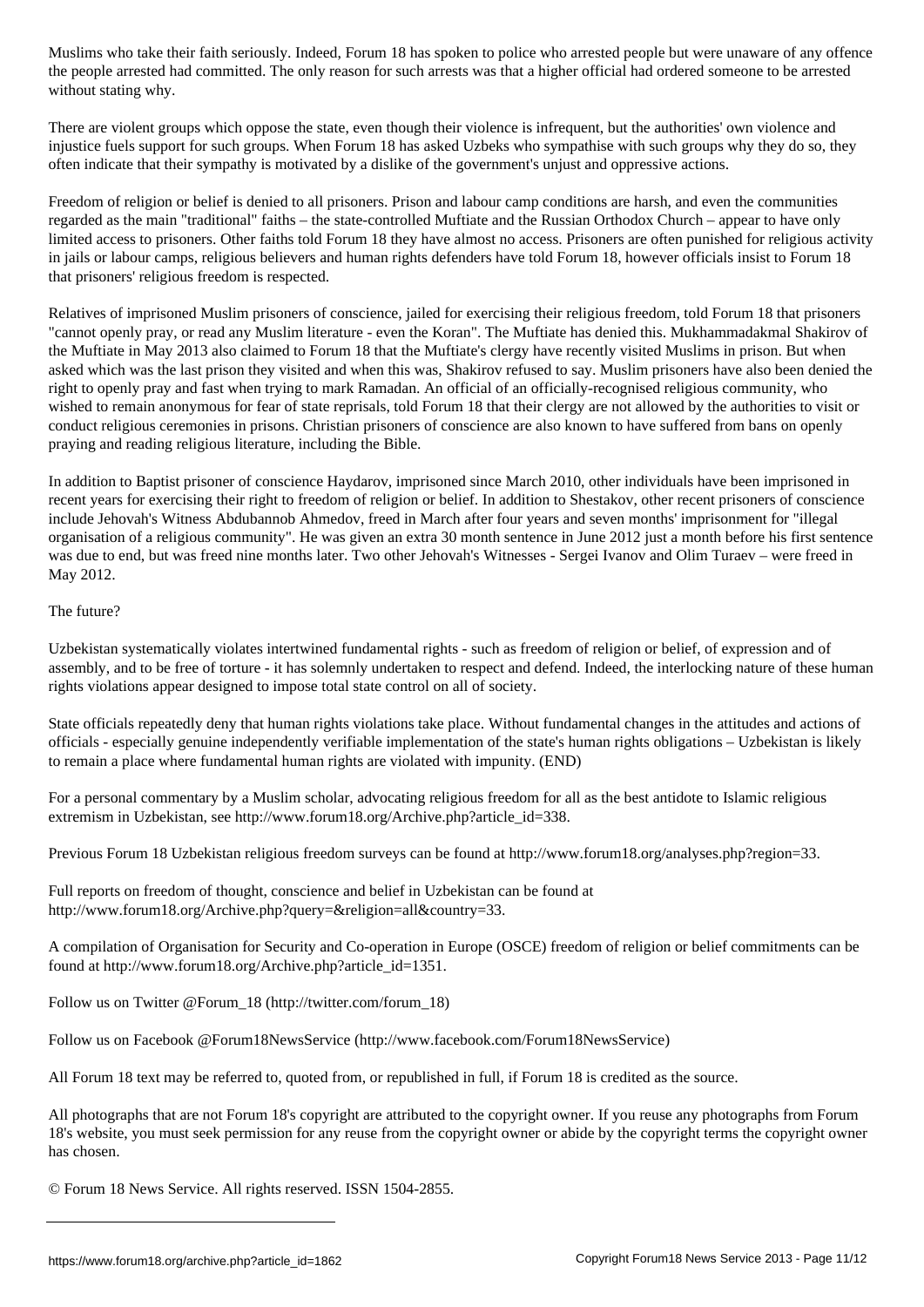Muslims who take their faith seriously. Indeed, Forum 18 has spoken to police who arrested people but were unaware of any offence the people arrested had committed. The only reason for such arrests was that a higher official had ordered someone to be arrested without stating why.

There are violent groups which oppose the state, even though their violence is infrequent, but the authorities' own violence and injustice fuels support for such groups. When Forum 18 has asked Uzbeks who sympathise with such groups why they do so, they often indicate that their sympathy is motivated by a dislike of the government's unjust and oppressive actions.

Freedom of religion or belief is denied to all prisoners. Prison and labour camp conditions are harsh, and even the communities regarded as the main "traditional" faiths – the state-controlled Muftiate and the Russian Orthodox Church – appear to have only limited access to prisoners. Other faiths told Forum 18 they have almost no access. Prisoners are often punished for religious activity in jails or labour camps, religious believers and human rights defenders have told Forum 18, however officials insist to Forum 18 that prisoners' religious freedom is respected.

Relatives of imprisoned Muslim prisoners of conscience, jailed for exercising their religious freedom, told Forum 18 that prisoners "cannot openly pray, or read any Muslim literature - even the Koran". The Muftiate has denied this. Mukhammadakmal Shakirov of the Muftiate in May 2013 also claimed to Forum 18 that the Muftiate's clergy have recently visited Muslims in prison. But when asked which was the last prison they visited and when this was, Shakirov refused to say. Muslim prisoners have also been denied the right to openly pray and fast when trying to mark Ramadan. An official of an officially-recognised religious community, who wished to remain anonymous for fear of state reprisals, told Forum 18 that their clergy are not allowed by the authorities to visit or conduct religious ceremonies in prisons. Christian prisoners of conscience are also known to have suffered from bans on openly praying and reading religious literature, including the Bible.

In addition to Baptist prisoner of conscience Haydarov, imprisoned since March 2010, other individuals have been imprisoned in recent years for exercising their right to freedom of religion or belief. In addition to Shestakov, other recent prisoners of conscience include Jehovah's Witness Abdubannob Ahmedov, freed in March after four years and seven months' imprisonment for "illegal organisation of a religious community". He was given an extra 30 month sentence in June 2012 just a month before his first sentence was due to end, but was freed nine months later. Two other Jehovah's Witnesses - Sergei Ivanov and Olim Turaev – were freed in May 2012.

The future?

Uzbekistan systematically violates intertwined fundamental rights - such as freedom of religion or belief, of expression and of assembly, and to be free of torture - it has solemnly undertaken to respect and defend. Indeed, the interlocking nature of these human rights violations appear designed to impose total state control on all of society.

State officials repeatedly deny that human rights violations take place. Without fundamental changes in the attitudes and actions of officials - especially genuine independently verifiable implementation of the state's human rights obligations – Uzbekistan is likely to remain a place where fundamental human rights are violated with impunity. (END)

For a personal commentary by a Muslim scholar, advocating religious freedom for all as the best antidote to Islamic religious extremism in Uzbekistan, see http://www.forum18.org/Archive.php?article_id=338.

Previous Forum 18 Uzbekistan religious freedom surveys can be found at http://www.forum18.org/analyses.php?region=33.

Full reports on freedom of thought, conscience and belief in Uzbekistan can be found at http://www.forum18.org/Archive.php?query=&religion=all&country=33.

A compilation of Organisation for Security and Co-operation in Europe (OSCE) freedom of religion or belief commitments can be found at http://www.forum18.org/Archive.php?article_id=1351.

Follow us on Twitter @Forum_18 (http://twitter.com/forum_18)

Follow us on Facebook @Forum18NewsService (http://www.facebook.com/Forum18NewsService)

All Forum 18 text may be referred to, quoted from, or republished in full, if Forum 18 is credited as the source.

All photographs that are not Forum 18's copyright are attributed to the copyright owner. If you reuse any photographs from Forum 18's website, you must seek permission for any reuse from the copyright owner or abide by the copyright terms the copyright owner has chosen.

© Forum 18 News Service. All rights reserved. ISSN 1504-2855.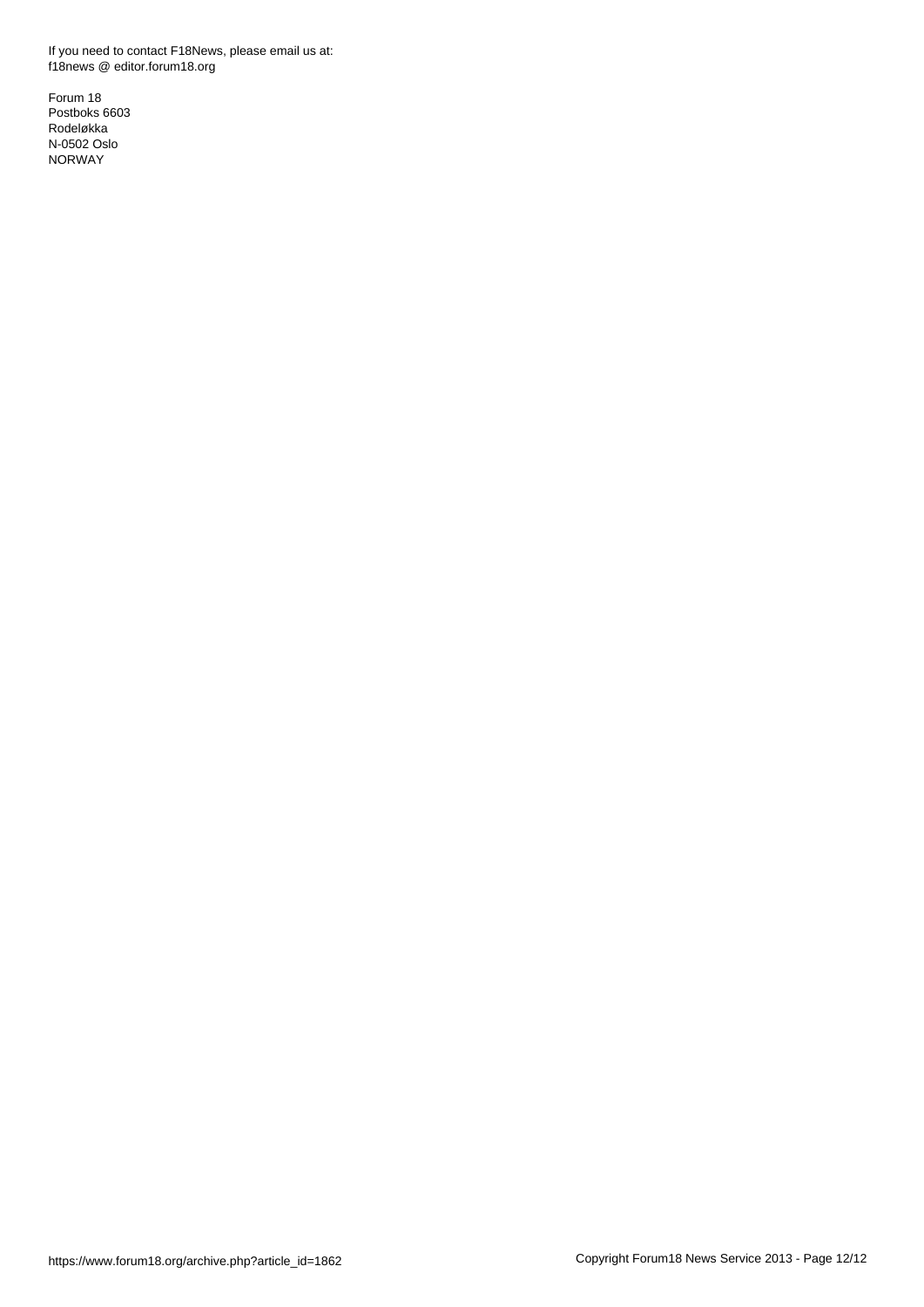If you need to contact F18News, please email us at:
f18news @ editor.forum18.org

Forum 18
Postboks 6603
Rodeløkka
N-0502 Oslo
NORWAY